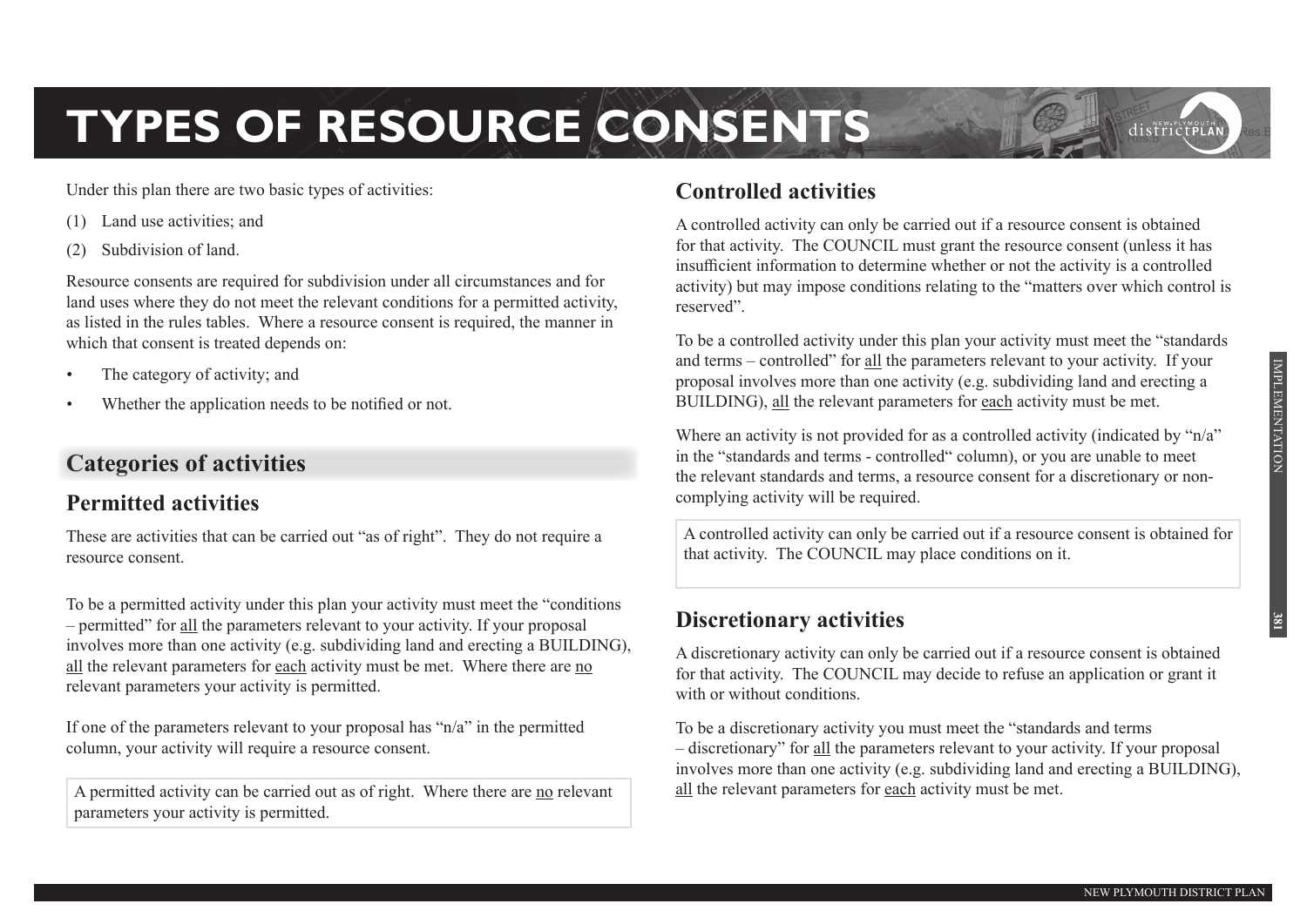# TYPES OF RESOURCE CONSENTS

Under this plan there are two basic types of activities:

(1) Land use activities; and

(2) Subdivision of land.

Resource consents are required for subdivision under all circumstances and for land uses where they do not meet the relevant conditions for a permitted activity, as listed in the rules tables. Where a resource consent is required, the manner in which that consent is treated depends on:

- The category of activity; and
- Whether the application needs to be notified or not.

## Categories of activities

### Permitted activities

These are activities that can be carried out "as of right". They do not require a resource consent.

To be a permitted activity under this plan your activity must meet the "conditions – permitted" for all the parameters relevant to your activity. If your proposal involves more than one activity (e.g. subdividing land and erecting a BUILDING), all the relevant parameters for each activity must be met. Where there are no relevant parameters your activity is permitted.

If one of the parameters relevant to your proposal has "n/a" in the permitted column, your activity will require a resource consent.

> A permitted activity can be carried out as of right. Where there are no relevant parameters your activity is permitted.

### Controlled activities

A controlled activity can only be carried out if a resource consent is obtained for that activity. The COUNCIL must grant the resource consent (unless it has insufficient information to determine whether or not the activity is a controlled activity) but may impose conditions relating to the "matters over which control is reserved".

To be a controlled activity under this plan your activity must meet the "standards and terms – controlled" for all the parameters relevant to your activity. If your proposal involves more than one activity (e.g. subdividing land and erecting a BUILDING), all the relevant parameters for each activity must be met.

Where an activity is not provided for as a controlled activity (indicated by "n/a" in the "standards and terms - controlled" column), or you are unable to meet the relevant standards and terms, a resource consent for a discretionary or non-complying activity will be required.

> A controlled activity can only be carried out if a resource consent is obtained for that activity. The COUNCIL may place conditions on it.

### Discretionary activities

A discretionary activity can only be carried out if a resource consent is obtained for that activity. The COUNCIL may decide to refuse an application or grant it with or without conditions.

To be a discretionary activity you must meet the "standards and terms – discretionary" for all the parameters relevant to your activity. If your proposal involves more than one activity (e.g. subdividing land and erecting a BUILDING), all the relevant parameters for each activity must be met.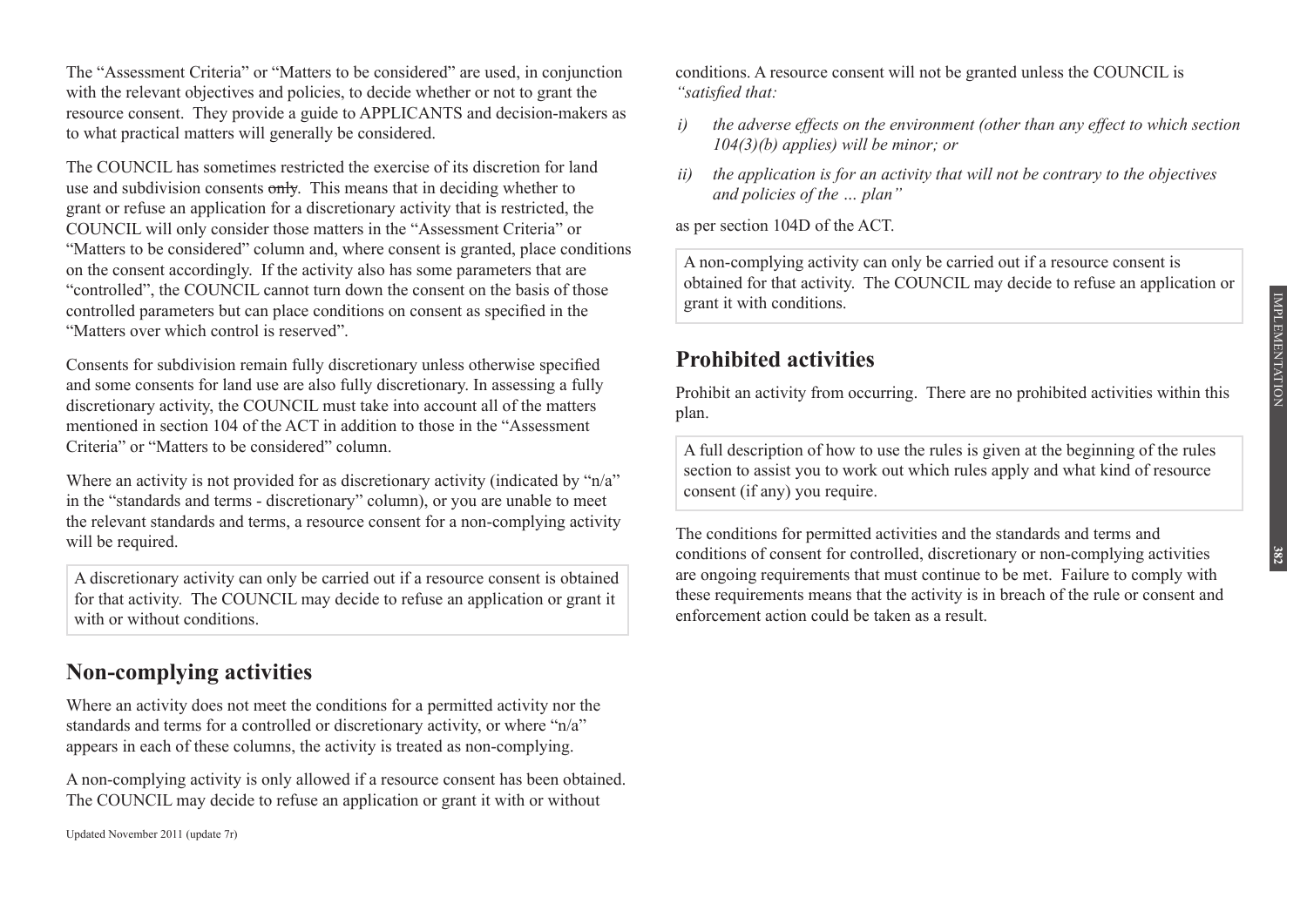The "Assessment Criteria" or "Matters to be considered" are used, in conjunction with the relevant objectives and policies, to decide whether or not to grant the resource consent. They provide a guide to APPLICANTS and decision-makers as to what practical matters will generally be considered.

The COUNCIL has sometimes restricted the exercise of its discretion for land use and subdivision consents ~~only~~. This means that in deciding whether to grant or refuse an application for a discretionary activity that is restricted, the COUNCIL will only consider those matters in the "Assessment Criteria" or "Matters to be considered" column and, where consent is granted, place conditions on the consent accordingly. If the activity also has some parameters that are "controlled", the COUNCIL cannot turn down the consent on the basis of those controlled parameters but can place conditions on consent as specified in the "Matters over which control is reserved".

Consents for subdivision remain fully discretionary unless otherwise specified and some consents for land use are also fully discretionary. In assessing a fully discretionary activity, the COUNCIL must take into account all of the matters mentioned in section 104 of the ACT in addition to those in the "Assessment Criteria" or "Matters to be considered" column.

Where an activity is not provided for as discretionary activity (indicated by "n/a" in the "standards and terms - discretionary" column), or you are unable to meet the relevant standards and terms, a resource consent for a non-complying activity will be required.

A discretionary activity can only be carried out if a resource consent is obtained for that activity. The COUNCIL may decide to refuse an application or grant it with or without conditions.

## Non-complying activities

Where an activity does not meet the conditions for a permitted activity nor the standards and terms for a controlled or discretionary activity, or where "n/a" appears in each of these columns, the activity is treated as non-complying.

A non-complying activity is only allowed if a resource consent has been obtained. The COUNCIL may decide to refuse an application or grant it with or without conditions. A resource consent will not be granted unless the COUNCIL is *"satisfied that:*

*i) the adverse effects on the environment (other than any effect to which section 104(3)(b) applies) will be minor; or*

*ii) the application is for an activity that will not be contrary to the objectives and policies of the … plan"*

as per section 104D of the ACT.

A non-complying activity can only be carried out if a resource consent is obtained for that activity. The COUNCIL may decide to refuse an application or grant it with conditions.

## Prohibited activities

Prohibit an activity from occurring. There are no prohibited activities within this plan.

A full description of how to use the rules is given at the beginning of the rules section to assist you to work out which rules apply and what kind of resource consent (if any) you require.

The conditions for permitted activities and the standards and terms and conditions of consent for controlled, discretionary or non-complying activities are ongoing requirements that must continue to be met. Failure to comply with these requirements means that the activity is in breach of the rule or consent and enforcement action could be taken as a result.

Updated November 2011 (update 7r)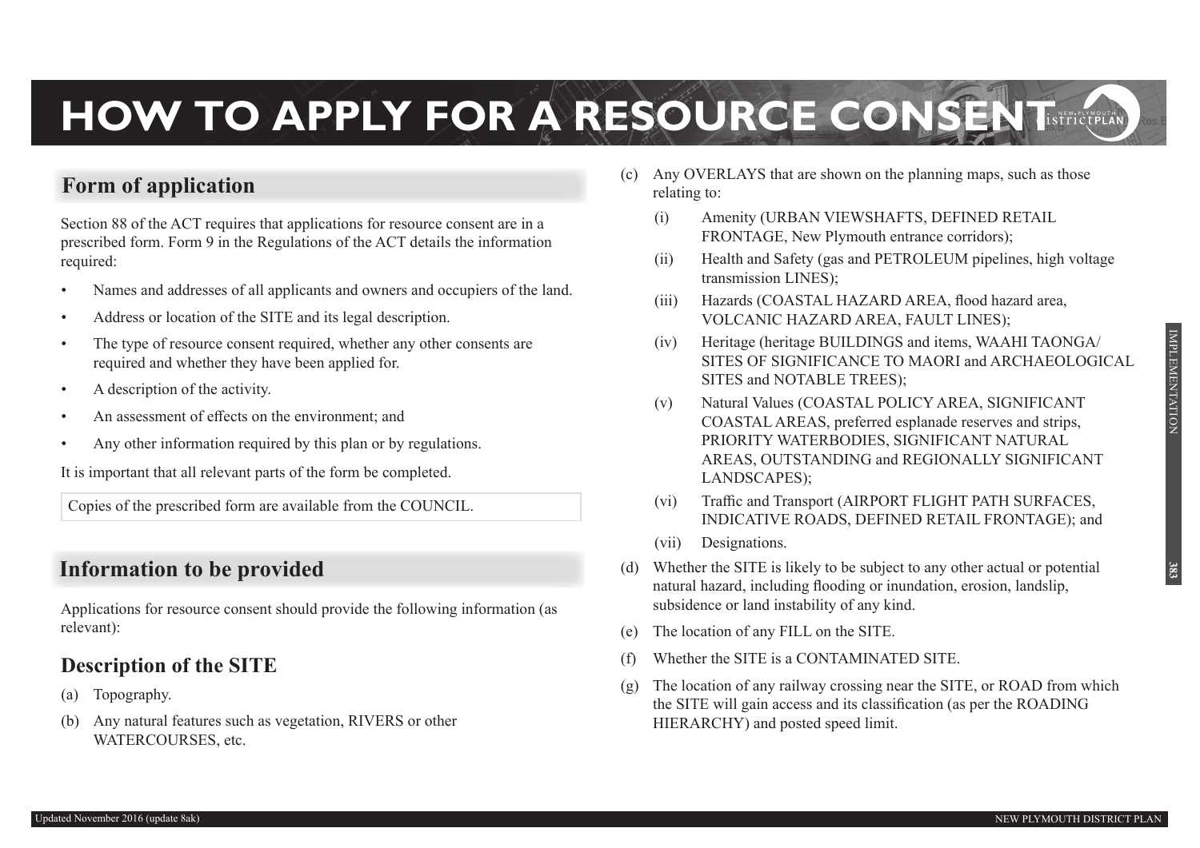# HOW TO APPLY FOR A RESOURCE CONSENT

## Form of application

Section 88 of the ACT requires that applications for resource consent are in a prescribed form. Form 9 in the Regulations of the ACT details the information required:

- Names and addresses of all applicants and owners and occupiers of the land.
- Address or location of the SITE and its legal description.
- The type of resource consent required, whether any other consents are required and whether they have been applied for.
- A description of the activity.
- An assessment of effects on the environment; and
- Any other information required by this plan or by regulations.

It is important that all relevant parts of the form be completed.

Copies of the prescribed form are available from the COUNCIL.

## Information to be provided

Applications for resource consent should provide the following information (as relevant):

### Description of the SITE

(a) Topography.

(b) Any natural features such as vegetation, RIVERS or other WATERCOURSES, etc.

(c) Any OVERLAYS that are shown on the planning maps, such as those relating to:

  (i) Amenity (URBAN VIEWSHAFTS, DEFINED RETAIL FRONTAGE, New Plymouth entrance corridors);

  (ii) Health and Safety (gas and PETROLEUM pipelines, high voltage transmission LINES);

  (iii) Hazards (COASTAL HAZARD AREA, flood hazard area, VOLCANIC HAZARD AREA, FAULT LINES);

  (iv) Heritage (heritage BUILDINGS and items, WAAHI TAONGA/ SITES OF SIGNIFICANCE TO MAORI and ARCHAEOLOGICAL SITES and NOTABLE TREES);

  (v) Natural Values (COASTAL POLICY AREA, SIGNIFICANT COASTAL AREAS, preferred esplanade reserves and strips, PRIORITY WATERBODIES, SIGNIFICANT NATURAL AREAS, OUTSTANDING and REGIONALLY SIGNIFICANT LANDSCAPES);

  (vi) Traffic and Transport (AIRPORT FLIGHT PATH SURFACES, INDICATIVE ROADS, DEFINED RETAIL FRONTAGE); and

  (vii) Designations.

(d) Whether the SITE is likely to be subject to any other actual or potential natural hazard, including flooding or inundation, erosion, landslip, subsidence or land instability of any kind.

(e) The location of any FILL on the SITE.

(f) Whether the SITE is a CONTAMINATED SITE.

(g) The location of any railway crossing near the SITE, or ROAD from which the SITE will gain access and its classification (as per the ROADING HIERARCHY) and posted speed limit.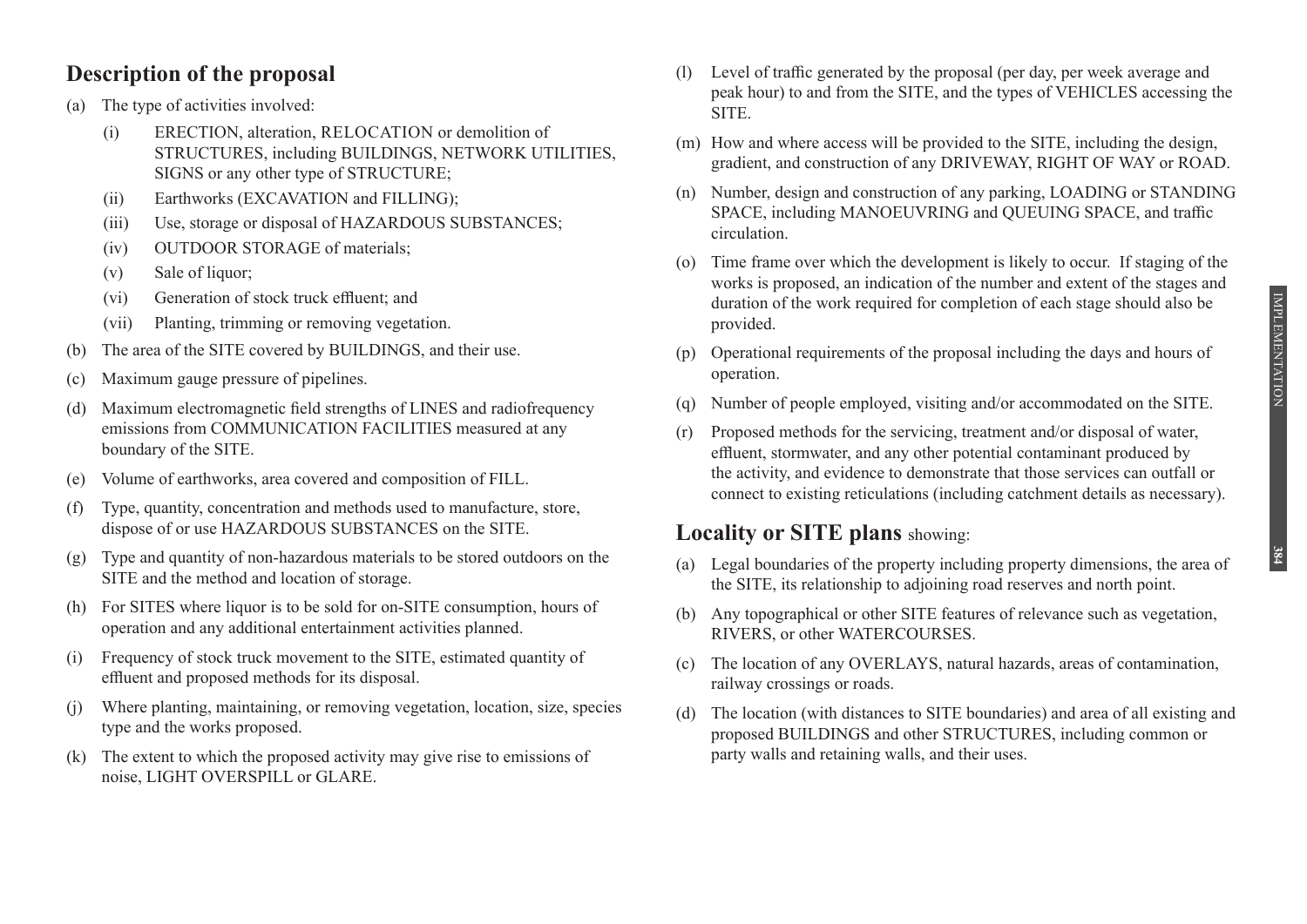## Description of the proposal

(a) The type of activities involved:

    (i) ERECTION, alteration, RELOCATION or demolition of STRUCTURES, including BUILDINGS, NETWORK UTILITIES, SIGNS or any other type of STRUCTURE;

    (ii) Earthworks (EXCAVATION and FILLING);

    (iii) Use, storage or disposal of HAZARDOUS SUBSTANCES;

    (iv) OUTDOOR STORAGE of materials;

    (v) Sale of liquor;

    (vi) Generation of stock truck effluent; and

    (vii) Planting, trimming or removing vegetation.

(b) The area of the SITE covered by BUILDINGS, and their use.

(c) Maximum gauge pressure of pipelines.

(d) Maximum electromagnetic field strengths of LINES and radiofrequency emissions from COMMUNICATION FACILITIES measured at any boundary of the SITE.

(e) Volume of earthworks, area covered and composition of FILL.

(f) Type, quantity, concentration and methods used to manufacture, store, dispose of or use HAZARDOUS SUBSTANCES on the SITE.

(g) Type and quantity of non-hazardous materials to be stored outdoors on the SITE and the method and location of storage.

(h) For SITES where liquor is to be sold for on-SITE consumption, hours of operation and any additional entertainment activities planned.

(i) Frequency of stock truck movement to the SITE, estimated quantity of effluent and proposed methods for its disposal.

(j) Where planting, maintaining, or removing vegetation, location, size, species type and the works proposed.

(k) The extent to which the proposed activity may give rise to emissions of noise, LIGHT OVERSPILL or GLARE.

(l) Level of traffic generated by the proposal (per day, per week average and peak hour) to and from the SITE, and the types of VEHICLES accessing the SITE.

(m) How and where access will be provided to the SITE, including the design, gradient, and construction of any DRIVEWAY, RIGHT OF WAY or ROAD.

(n) Number, design and construction of any parking, LOADING or STANDING SPACE, including MANOEUVRING and QUEUING SPACE, and traffic circulation.

(o) Time frame over which the development is likely to occur. If staging of the works is proposed, an indication of the number and extent of the stages and duration of the work required for completion of each stage should also be provided.

(p) Operational requirements of the proposal including the days and hours of operation.

(q) Number of people employed, visiting and/or accommodated on the SITE.

(r) Proposed methods for the servicing, treatment and/or disposal of water, effluent, stormwater, and any other potential contaminant produced by the activity, and evidence to demonstrate that those services can outfall or connect to existing reticulations (including catchment details as necessary).

## Locality or SITE plans showing:

(a) Legal boundaries of the property including property dimensions, the area of the SITE, its relationship to adjoining road reserves and north point.

(b) Any topographical or other SITE features of relevance such as vegetation, RIVERS, or other WATERCOURSES.

(c) The location of any OVERLAYS, natural hazards, areas of contamination, railway crossings or roads.

(d) The location (with distances to SITE boundaries) and area of all existing and proposed BUILDINGS and other STRUCTURES, including common or party walls and retaining walls, and their uses.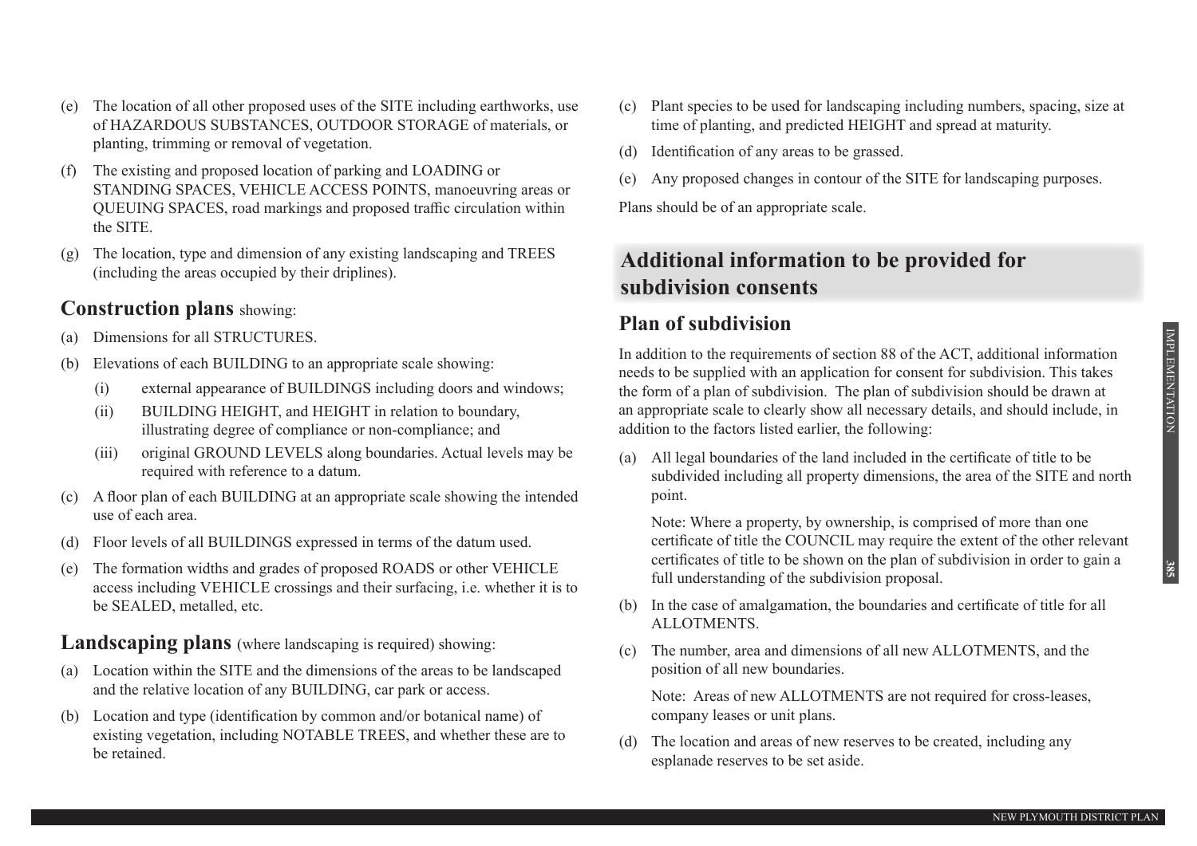(e) The location of all other proposed uses of the SITE including earthworks, use of HAZARDOUS SUBSTANCES, OUTDOOR STORAGE of materials, or planting, trimming or removal of vegetation.

(f) The existing and proposed location of parking and LOADING or STANDING SPACES, VEHICLE ACCESS POINTS, manoeuvring areas or QUEUING SPACES, road markings and proposed traffic circulation within the SITE.

(g) The location, type and dimension of any existing landscaping and TREES (including the areas occupied by their driplines).

### **Construction plans** showing:

(a) Dimensions for all STRUCTURES.

(b) Elevations of each BUILDING to an appropriate scale showing:

  (i) external appearance of BUILDINGS including doors and windows;

  (ii) BUILDING HEIGHT, and HEIGHT in relation to boundary, illustrating degree of compliance or non-compliance; and

  (iii) original GROUND LEVELS along boundaries. Actual levels may be required with reference to a datum.

(c) A floor plan of each BUILDING at an appropriate scale showing the intended use of each area.

(d) Floor levels of all BUILDINGS expressed in terms of the datum used.

(e) The formation widths and grades of proposed ROADS or other VEHICLE access including VEHICLE crossings and their surfacing, i.e. whether it is to be SEALED, metalled, etc.

### **Landscaping plans** (where landscaping is required) showing:

(a) Location within the SITE and the dimensions of the areas to be landscaped and the relative location of any BUILDING, car park or access.

(b) Location and type (identification by common and/or botanical name) of existing vegetation, including NOTABLE TREES, and whether these are to be retained.

(c) Plant species to be used for landscaping including numbers, spacing, size at time of planting, and predicted HEIGHT and spread at maturity.

(d) Identification of any areas to be grassed.

(e) Any proposed changes in contour of the SITE for landscaping purposes.

Plans should be of an appropriate scale.

## Additional information to be provided for subdivision consents

### Plan of subdivision

In addition to the requirements of section 88 of the ACT, additional information needs to be supplied with an application for consent for subdivision. This takes the form of a plan of subdivision. The plan of subdivision should be drawn at an appropriate scale to clearly show all necessary details, and should include, in addition to the factors listed earlier, the following:

(a) All legal boundaries of the land included in the certificate of title to be subdivided including all property dimensions, the area of the SITE and north point.

  Note: Where a property, by ownership, is comprised of more than one certificate of title the COUNCIL may require the extent of the other relevant certificates of title to be shown on the plan of subdivision in order to gain a full understanding of the subdivision proposal.

(b) In the case of amalgamation, the boundaries and certificate of title for all ALLOTMENTS.

(c) The number, area and dimensions of all new ALLOTMENTS, and the position of all new boundaries.

  Note: Areas of new ALLOTMENTS are not required for cross-leases, company leases or unit plans.

(d) The location and areas of new reserves to be created, including any esplanade reserves to be set aside.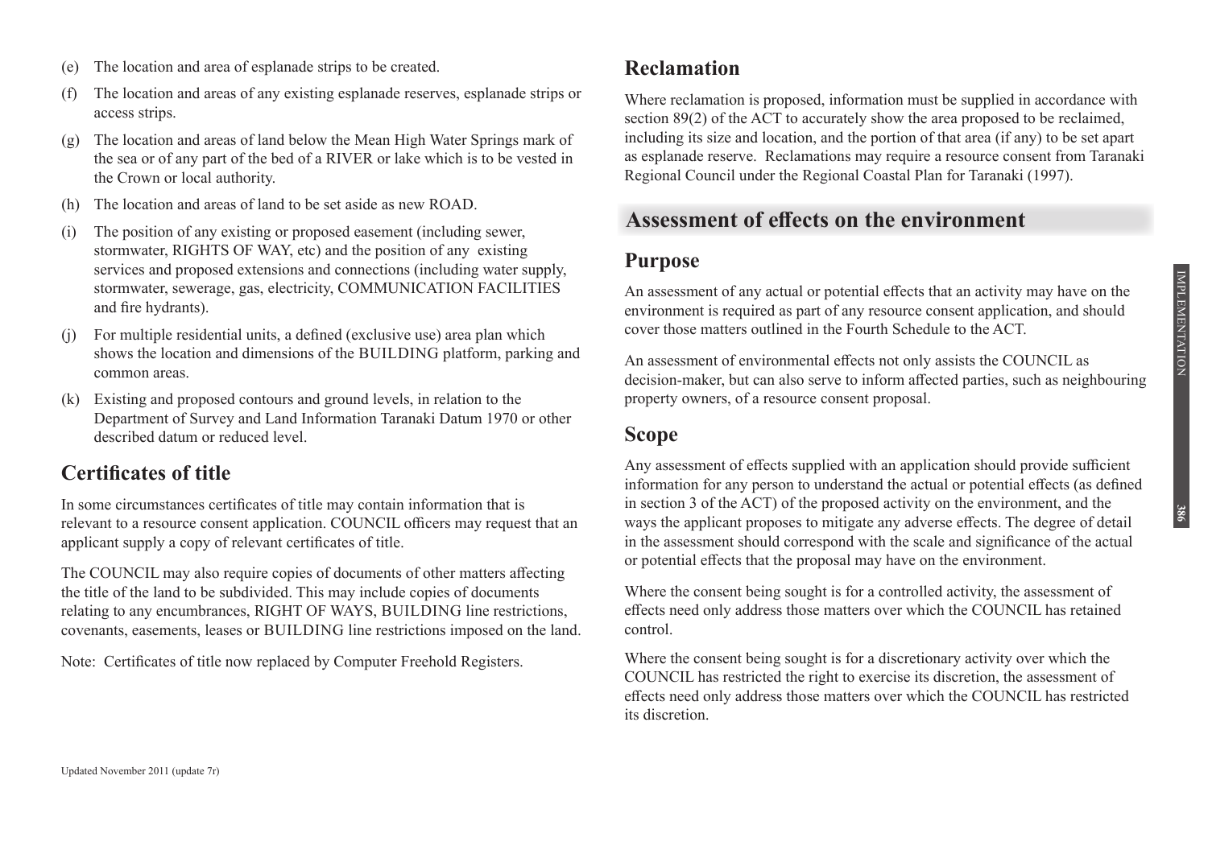(e) The location and area of esplanade strips to be created.

(f) The location and areas of any existing esplanade reserves, esplanade strips or access strips.

(g) The location and areas of land below the Mean High Water Springs mark of the sea or of any part of the bed of a RIVER or lake which is to be vested in the Crown or local authority.

(h) The location and areas of land to be set aside as new ROAD.

(i) The position of any existing or proposed easement (including sewer, stormwater, RIGHTS OF WAY, etc) and the position of any existing services and proposed extensions and connections (including water supply, stormwater, sewerage, gas, electricity, COMMUNICATION FACILITIES and fire hydrants).

(j) For multiple residential units, a defined (exclusive use) area plan which shows the location and dimensions of the BUILDING platform, parking and common areas.

(k) Existing and proposed contours and ground levels, in relation to the Department of Survey and Land Information Taranaki Datum 1970 or other described datum or reduced level.

## Certificates of title

In some circumstances certificates of title may contain information that is relevant to a resource consent application. COUNCIL officers may request that an applicant supply a copy of relevant certificates of title.

The COUNCIL may also require copies of documents of other matters affecting the title of the land to be subdivided. This may include copies of documents relating to any encumbrances, RIGHT OF WAYS, BUILDING line restrictions, covenants, easements, leases or BUILDING line restrictions imposed on the land.

Note: Certificates of title now replaced by Computer Freehold Registers.

## Reclamation

Where reclamation is proposed, information must be supplied in accordance with section 89(2) of the ACT to accurately show the area proposed to be reclaimed, including its size and location, and the portion of that area (if any) to be set apart as esplanade reserve. Reclamations may require a resource consent from Taranaki Regional Council under the Regional Coastal Plan for Taranaki (1997).

# Assessment of effects on the environment

## Purpose

An assessment of any actual or potential effects that an activity may have on the environment is required as part of any resource consent application, and should cover those matters outlined in the Fourth Schedule to the ACT.

An assessment of environmental effects not only assists the COUNCIL as decision-maker, but can also serve to inform affected parties, such as neighbouring property owners, of a resource consent proposal.

## Scope

Any assessment of effects supplied with an application should provide sufficient information for any person to understand the actual or potential effects (as defined in section 3 of the ACT) of the proposed activity on the environment, and the ways the applicant proposes to mitigate any adverse effects. The degree of detail in the assessment should correspond with the scale and significance of the actual or potential effects that the proposal may have on the environment.

Where the consent being sought is for a controlled activity, the assessment of effects need only address those matters over which the COUNCIL has retained control.

Where the consent being sought is for a discretionary activity over which the COUNCIL has restricted the right to exercise its discretion, the assessment of effects need only address those matters over which the COUNCIL has restricted its discretion.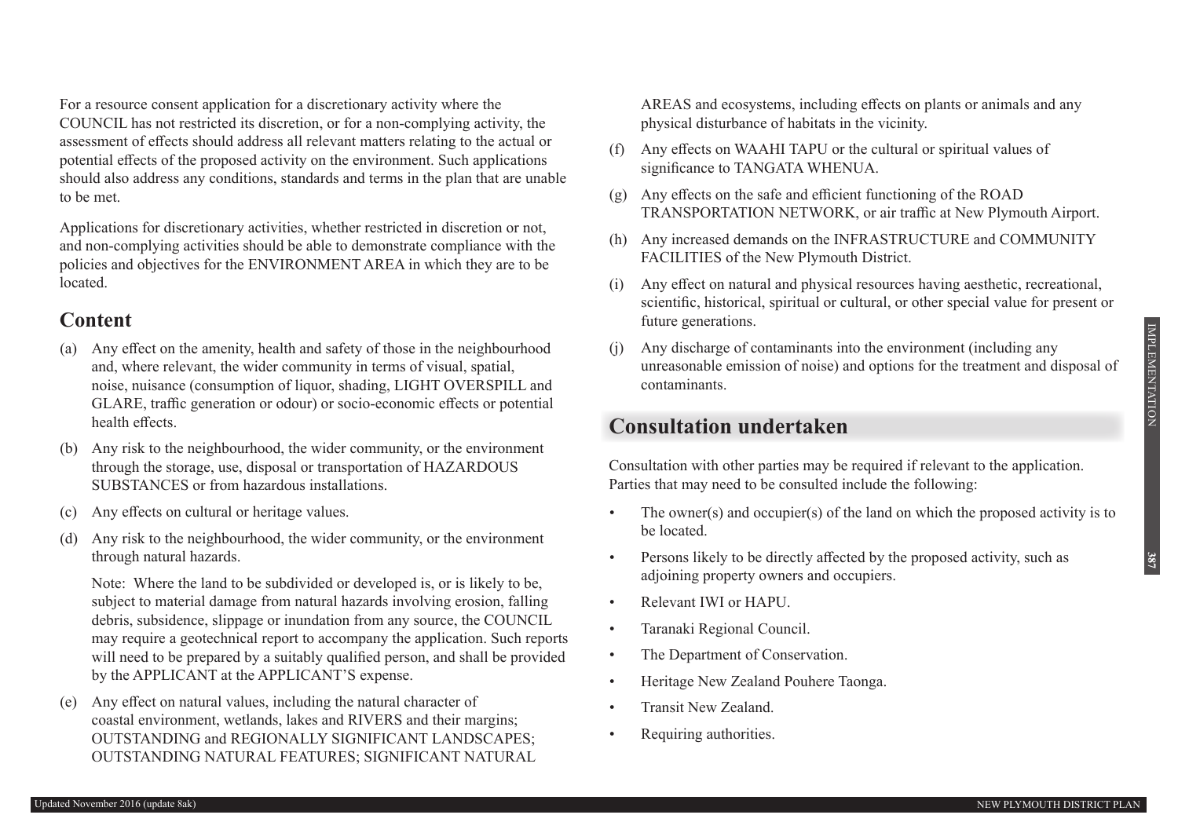For a resource consent application for a discretionary activity where the COUNCIL has not restricted its discretion, or for a non-complying activity, the assessment of effects should address all relevant matters relating to the actual or potential effects of the proposed activity on the environment. Such applications should also address any conditions, standards and terms in the plan that are unable to be met.

Applications for discretionary activities, whether restricted in discretion or not, and non-complying activities should be able to demonstrate compliance with the policies and objectives for the ENVIRONMENT AREA in which they are to be located.

## Content

(a) Any effect on the amenity, health and safety of those in the neighbourhood and, where relevant, the wider community in terms of visual, spatial, noise, nuisance (consumption of liquor, shading, LIGHT OVERSPILL and GLARE, traffic generation or odour) or socio-economic effects or potential health effects.

(b) Any risk to the neighbourhood, the wider community, or the environment through the storage, use, disposal or transportation of HAZARDOUS SUBSTANCES or from hazardous installations.

(c) Any effects on cultural or heritage values.

(d) Any risk to the neighbourhood, the wider community, or the environment through natural hazards.

Note: Where the land to be subdivided or developed is, or is likely to be, subject to material damage from natural hazards involving erosion, falling debris, subsidence, slippage or inundation from any source, the COUNCIL may require a geotechnical report to accompany the application. Such reports will need to be prepared by a suitably qualified person, and shall be provided by the APPLICANT at the APPLICANT'S expense.

(e) Any effect on natural values, including the natural character of coastal environment, wetlands, lakes and RIVERS and their margins; OUTSTANDING and REGIONALLY SIGNIFICANT LANDSCAPES; OUTSTANDING NATURAL FEATURES; SIGNIFICANT NATURAL AREAS and ecosystems, including effects on plants or animals and any physical disturbance of habitats in the vicinity.

(f) Any effects on WAAHI TAPU or the cultural or spiritual values of significance to TANGATA WHENUA.

(g) Any effects on the safe and efficient functioning of the ROAD TRANSPORTATION NETWORK, or air traffic at New Plymouth Airport.

(h) Any increased demands on the INFRASTRUCTURE and COMMUNITY FACILITIES of the New Plymouth District.

(i) Any effect on natural and physical resources having aesthetic, recreational, scientific, historical, spiritual or cultural, or other special value for present or future generations.

(j) Any discharge of contaminants into the environment (including any unreasonable emission of noise) and options for the treatment and disposal of contaminants.

## Consultation undertaken

Consultation with other parties may be required if relevant to the application. Parties that may need to be consulted include the following:

- The owner(s) and occupier(s) of the land on which the proposed activity is to be located.
- Persons likely to be directly affected by the proposed activity, such as adjoining property owners and occupiers.
- Relevant IWI or HAPU.
- Taranaki Regional Council.
- The Department of Conservation.
- Heritage New Zealand Pouhere Taonga.
- Transit New Zealand.
- Requiring authorities.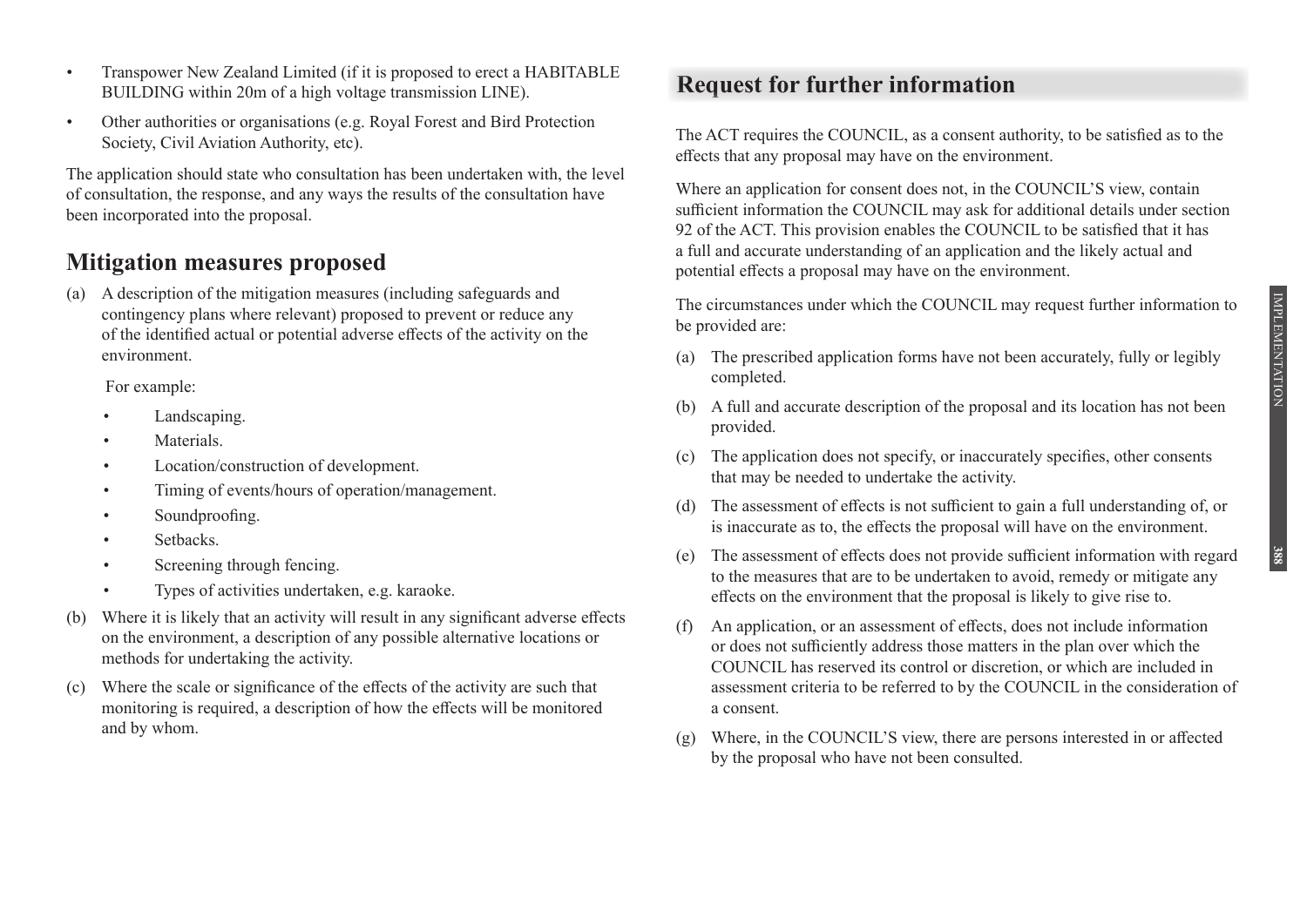- Transpower New Zealand Limited (if it is proposed to erect a HABITABLE BUILDING within 20m of a high voltage transmission LINE).
- Other authorities or organisations (e.g. Royal Forest and Bird Protection Society, Civil Aviation Authority, etc).

The application should state who consultation has been undertaken with, the level of consultation, the response, and any ways the results of the consultation have been incorporated into the proposal.

## Mitigation measures proposed

(a) A description of the mitigation measures (including safeguards and contingency plans where relevant) proposed to prevent or reduce any of the identified actual or potential adverse effects of the activity on the environment.

For example:

- Landscaping.
- Materials.
- Location/construction of development.
- Timing of events/hours of operation/management.
- Soundproofing.
- Setbacks.
- Screening through fencing.
- Types of activities undertaken, e.g. karaoke.

(b) Where it is likely that an activity will result in any significant adverse effects on the environment, a description of any possible alternative locations or methods for undertaking the activity.

(c) Where the scale or significance of the effects of the activity are such that monitoring is required, a description of how the effects will be monitored and by whom.

## Request for further information

The ACT requires the COUNCIL, as a consent authority, to be satisfied as to the effects that any proposal may have on the environment.

Where an application for consent does not, in the COUNCIL'S view, contain sufficient information the COUNCIL may ask for additional details under section 92 of the ACT. This provision enables the COUNCIL to be satisfied that it has a full and accurate understanding of an application and the likely actual and potential effects a proposal may have on the environment.

The circumstances under which the COUNCIL may request further information to be provided are:

(a) The prescribed application forms have not been accurately, fully or legibly completed.

(b) A full and accurate description of the proposal and its location has not been provided.

(c) The application does not specify, or inaccurately specifies, other consents that may be needed to undertake the activity.

(d) The assessment of effects is not sufficient to gain a full understanding of, or is inaccurate as to, the effects the proposal will have on the environment.

(e) The assessment of effects does not provide sufficient information with regard to the measures that are to be undertaken to avoid, remedy or mitigate any effects on the environment that the proposal is likely to give rise to.

(f) An application, or an assessment of effects, does not include information or does not sufficiently address those matters in the plan over which the COUNCIL has reserved its control or discretion, or which are included in assessment criteria to be referred to by the COUNCIL in the consideration of a consent.

(g) Where, in the COUNCIL'S view, there are persons interested in or affected by the proposal who have not been consulted.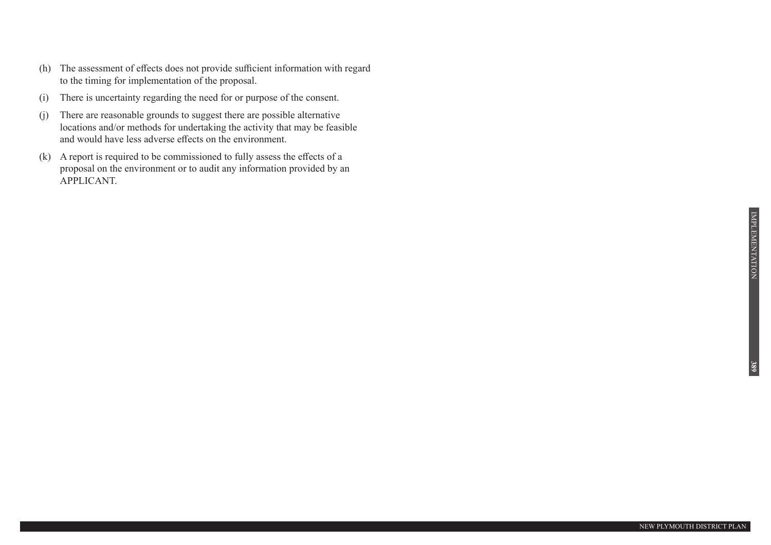(h) The assessment of effects does not provide sufficient information with regard to the timing for implementation of the proposal.

(i) There is uncertainty regarding the need for or purpose of the consent.

(j) There are reasonable grounds to suggest there are possible alternative locations and/or methods for undertaking the activity that may be feasible and would have less adverse effects on the environment.

(k) A report is required to be commissioned to fully assess the effects of a proposal on the environment or to audit any information provided by an APPLICANT.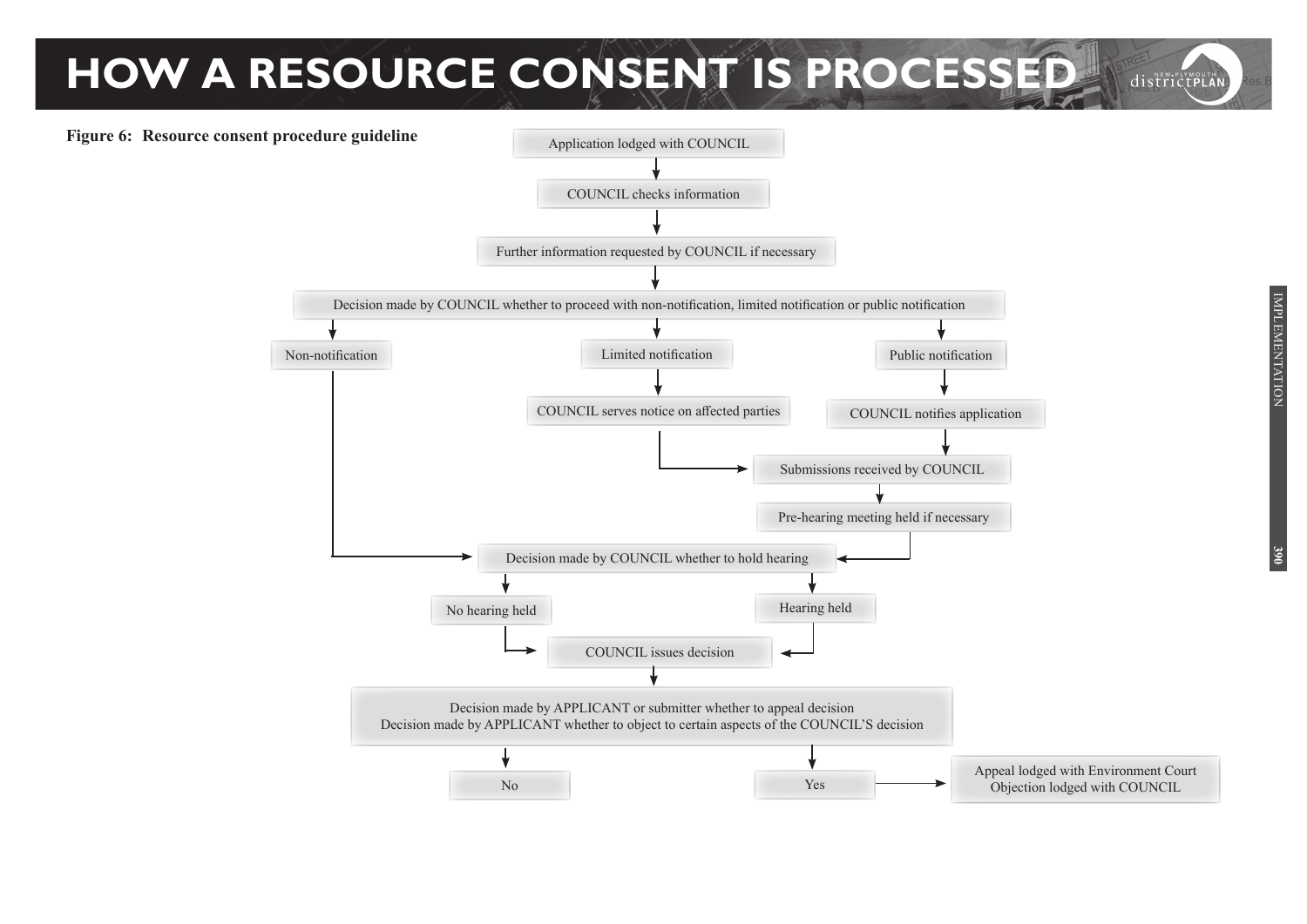# HOW A RESOURCE CONSENT IS PROCESSED

**Figure 6: Resource consent procedure guideline**

Application lodged with COUNCIL

↓

COUNCIL checks information

↓

Further information requested by COUNCIL if necessary

↓

Decision made by COUNCIL whether to proceed with non-notification, limited notification or public notification

- **Non-notification** → Decision made by COUNCIL whether to hold hearing
- **Limited notification** → COUNCIL serves notice on affected parties → Submissions received by COUNCIL
- **Public notification** → COUNCIL notifies application → Submissions received by COUNCIL

Submissions received by COUNCIL

↓

Pre-hearing meeting held if necessary

↓

Decision made by COUNCIL whether to hold hearing

- No hearing held → COUNCIL issues decision
- Hearing held → COUNCIL issues decision

COUNCIL issues decision

↓

Decision made by APPLICANT or submitter whether to appeal decision
Decision made by APPLICANT whether to object to certain aspects of the COUNCIL'S decision

- No
- Yes → Appeal lodged with Environment Court / Objection lodged with COUNCIL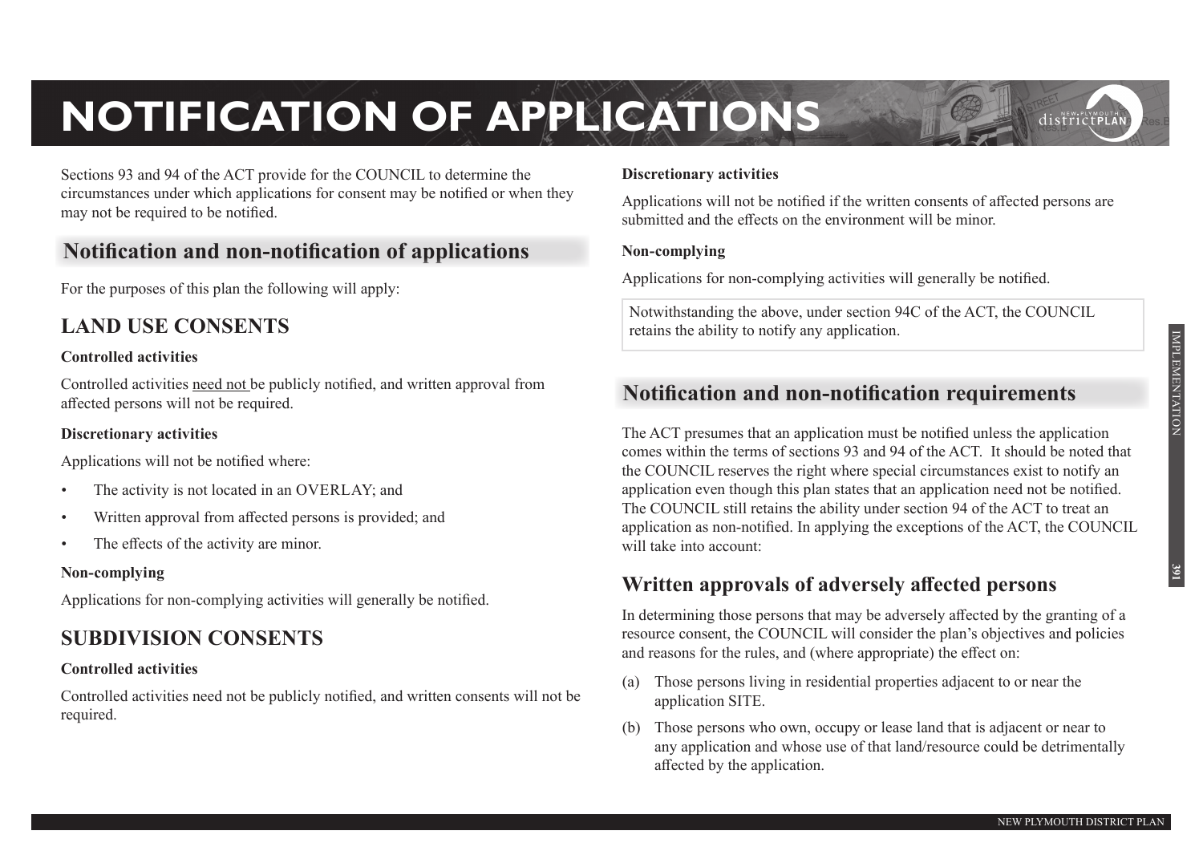# NOTIFICATION OF APPLICATIONS

Sections 93 and 94 of the ACT provide for the COUNCIL to determine the circumstances under which applications for consent may be notified or when they may not be required to be notified.

## Notification and non-notification of applications

For the purposes of this plan the following will apply:

### LAND USE CONSENTS

**Controlled activities**

Controlled activities <u>need not</u> be publicly notified, and written approval from affected persons will not be required.

**Discretionary activities**

Applications will not be notified where:

- The activity is not located in an OVERLAY; and
- Written approval from affected persons is provided; and
- The effects of the activity are minor.

**Non-complying**

Applications for non-complying activities will generally be notified.

### SUBDIVISION CONSENTS

**Controlled activities**

Controlled activities need not be publicly notified, and written consents will not be required.

**Discretionary activities**

Applications will not be notified if the written consents of affected persons are submitted and the effects on the environment will be minor.

**Non-complying**

Applications for non-complying activities will generally be notified.

Notwithstanding the above, under section 94C of the ACT, the COUNCIL retains the ability to notify any application.

## Notification and non-notification requirements

The ACT presumes that an application must be notified unless the application comes within the terms of sections 93 and 94 of the ACT. It should be noted that the COUNCIL reserves the right where special circumstances exist to notify an application even though this plan states that an application need not be notified. The COUNCIL still retains the ability under section 94 of the ACT to treat an application as non-notified. In applying the exceptions of the ACT, the COUNCIL will take into account:

### Written approvals of adversely affected persons

In determining those persons that may be adversely affected by the granting of a resource consent, the COUNCIL will consider the plan's objectives and policies and reasons for the rules, and (where appropriate) the effect on:

(a) Those persons living in residential properties adjacent to or near the application SITE.

(b) Those persons who own, occupy or lease land that is adjacent or near to any application and whose use of that land/resource could be detrimentally affected by the application.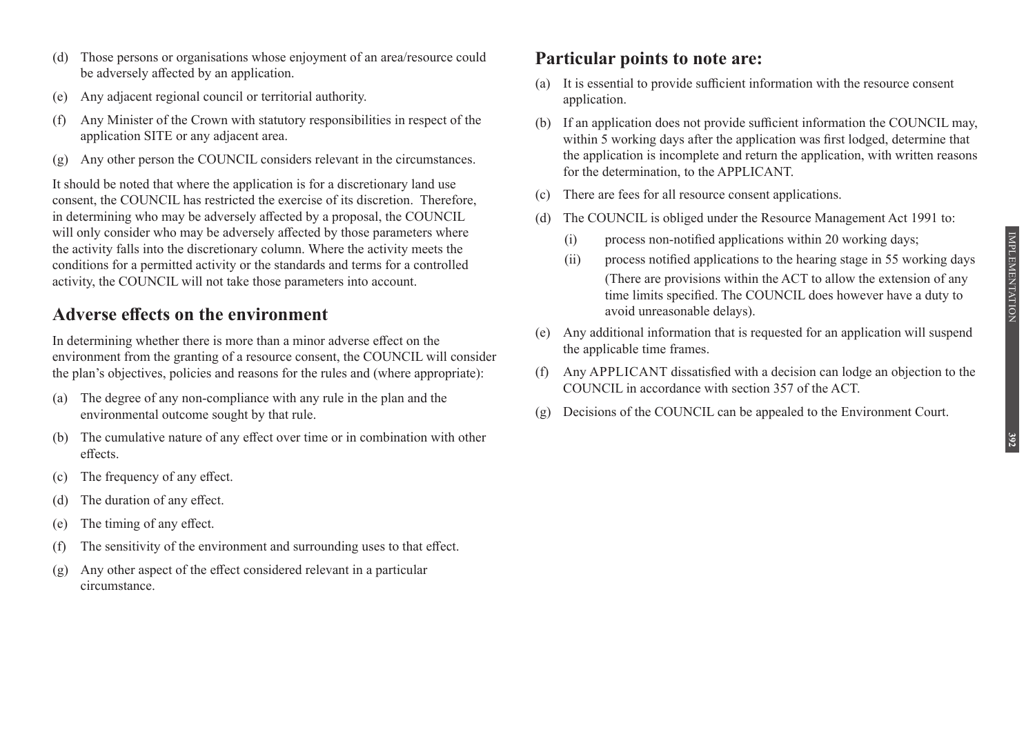(d) Those persons or organisations whose enjoyment of an area/resource could be adversely affected by an application.

(e) Any adjacent regional council or territorial authority.

(f) Any Minister of the Crown with statutory responsibilities in respect of the application SITE or any adjacent area.

(g) Any other person the COUNCIL considers relevant in the circumstances.

It should be noted that where the application is for a discretionary land use consent, the COUNCIL has restricted the exercise of its discretion. Therefore, in determining who may be adversely affected by a proposal, the COUNCIL will only consider who may be adversely affected by those parameters where the activity falls into the discretionary column. Where the activity meets the conditions for a permitted activity or the standards and terms for a controlled activity, the COUNCIL will not take those parameters into account.

## Adverse effects on the environment

In determining whether there is more than a minor adverse effect on the environment from the granting of a resource consent, the COUNCIL will consider the plan's objectives, policies and reasons for the rules and (where appropriate):

(a) The degree of any non-compliance with any rule in the plan and the environmental outcome sought by that rule.

(b) The cumulative nature of any effect over time or in combination with other effects.

(c) The frequency of any effect.

(d) The duration of any effect.

(e) The timing of any effect.

(f) The sensitivity of the environment and surrounding uses to that effect.

(g) Any other aspect of the effect considered relevant in a particular circumstance.

## Particular points to note are:

(a) It is essential to provide sufficient information with the resource consent application.

(b) If an application does not provide sufficient information the COUNCIL may, within 5 working days after the application was first lodged, determine that the application is incomplete and return the application, with written reasons for the determination, to the APPLICANT.

(c) There are fees for all resource consent applications.

(d) The COUNCIL is obliged under the Resource Management Act 1991 to:

   (i) process non-notified applications within 20 working days;

   (ii) process notified applications to the hearing stage in 55 working days

   (There are provisions within the ACT to allow the extension of any time limits specified. The COUNCIL does however have a duty to avoid unreasonable delays).

(e) Any additional information that is requested for an application will suspend the applicable time frames.

(f) Any APPLICANT dissatisfied with a decision can lodge an objection to the COUNCIL in accordance with section 357 of the ACT.

(g) Decisions of the COUNCIL can be appealed to the Environment Court.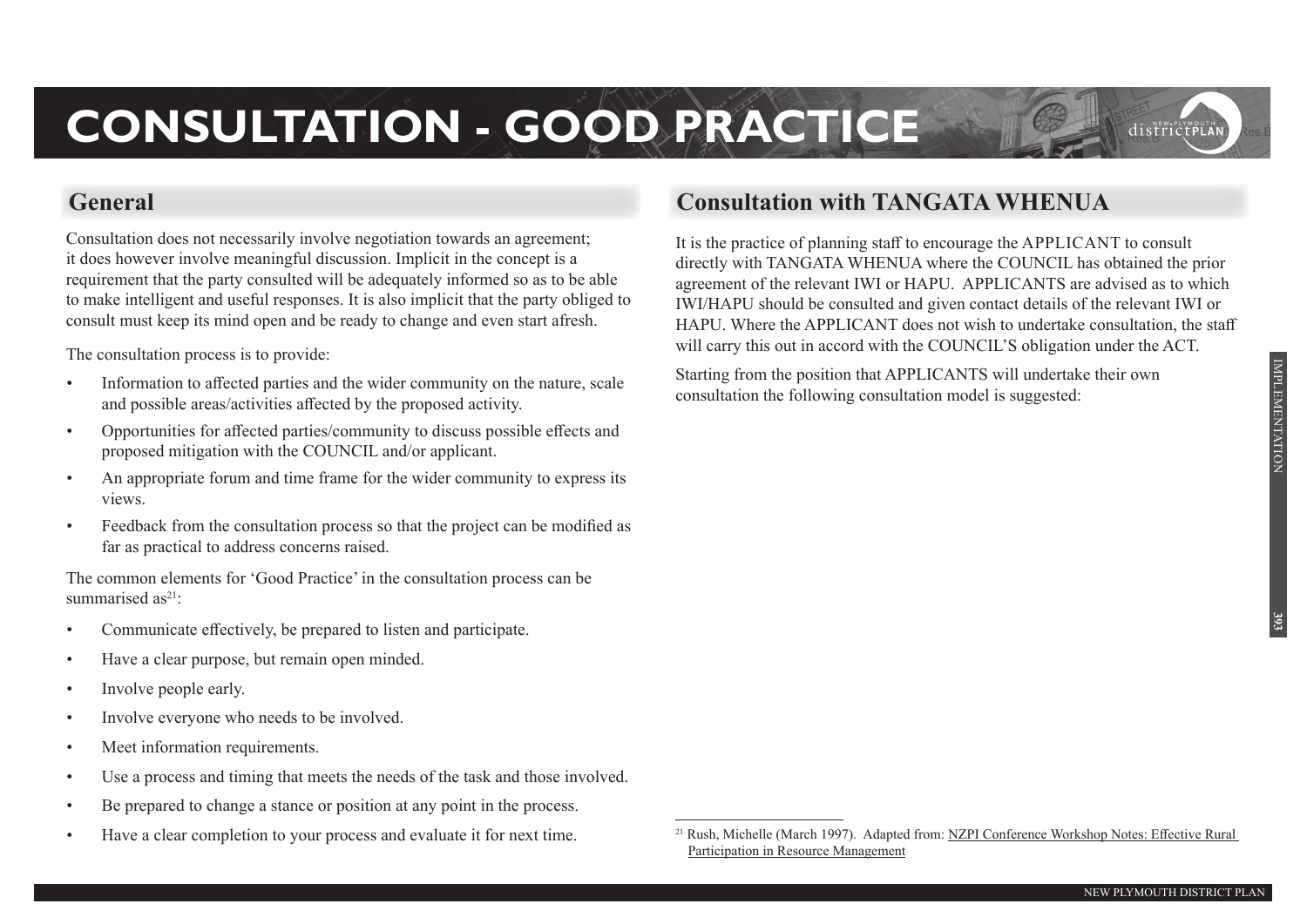# CONSULTATION - GOOD PRACTICE

## General

Consultation does not necessarily involve negotiation towards an agreement; it does however involve meaningful discussion. Implicit in the concept is a requirement that the party consulted will be adequately informed so as to be able to make intelligent and useful responses. It is also implicit that the party obliged to consult must keep its mind open and be ready to change and even start afresh.

The consultation process is to provide:

- Information to affected parties and the wider community on the nature, scale and possible areas/activities affected by the proposed activity.
- Opportunities for affected parties/community to discuss possible effects and proposed mitigation with the COUNCIL and/or applicant.
- An appropriate forum and time frame for the wider community to express its views.
- Feedback from the consultation process so that the project can be modified as far as practical to address concerns raised.

The common elements for 'Good Practice' in the consultation process can be summarised as[21]:

- Communicate effectively, be prepared to listen and participate.
- Have a clear purpose, but remain open minded.
- Involve people early.
- Involve everyone who needs to be involved.
- Meet information requirements.
- Use a process and timing that meets the needs of the task and those involved.
- Be prepared to change a stance or position at any point in the process.
- Have a clear completion to your process and evaluate it for next time.

## Consultation with TANGATA WHENUA

It is the practice of planning staff to encourage the APPLICANT to consult directly with TANGATA WHENUA where the COUNCIL has obtained the prior agreement of the relevant IWI or HAPU. APPLICANTS are advised as to which IWI/HAPU should be consulted and given contact details of the relevant IWI or HAPU. Where the APPLICANT does not wish to undertake consultation, the staff will carry this out in accord with the COUNCIL'S obligation under the ACT.

Starting from the position that APPLICANTS will undertake their own consultation the following consultation model is suggested:

[21] Rush, Michelle (March 1997). Adapted from: Nzpi Conference Workshop Notes: Effective Rural Participation in Resource Management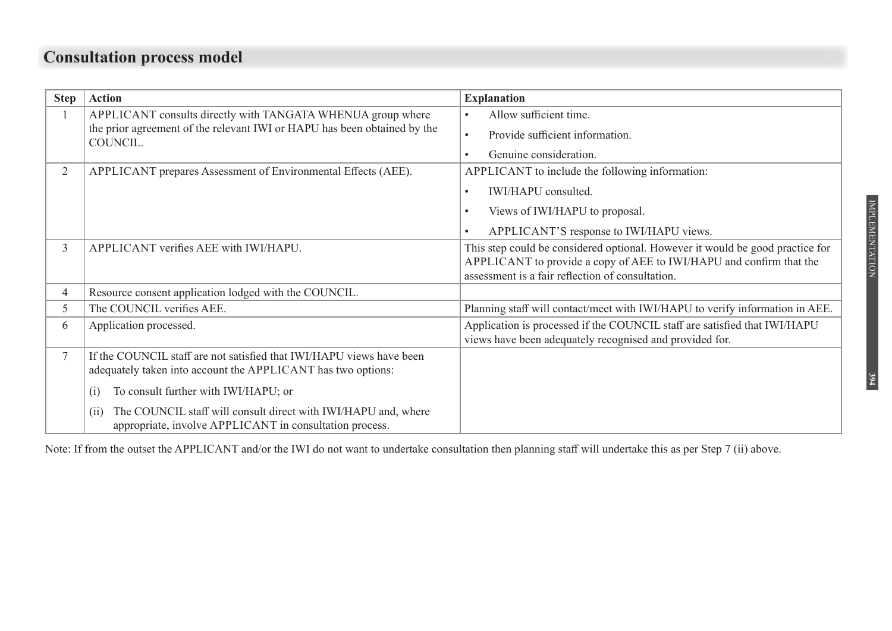## Consultation process model

| Step | Action | Explanation |
|---|---|---|
| 1 | APPLICANT consults directly with TANGATA WHENUA group where the prior agreement of the relevant IWI or HAPU has been obtained by the COUNCIL. | • Allow sufficient time.<br>• Provide sufficient information.<br>• Genuine consideration. |
| 2 | APPLICANT prepares Assessment of Environmental Effects (AEE). | APPLICANT to include the following information:<br>• IWI/HAPU consulted.<br>• Views of IWI/HAPU to proposal.<br>• APPLICANT'S response to IWI/HAPU views. |
| 3 | APPLICANT verifies AEE with IWI/HAPU. | This step could be considered optional. However it would be good practice for APPLICANT to provide a copy of AEE to IWI/HAPU and confirm that the assessment is a fair reflection of consultation. |
| 4 | Resource consent application lodged with the COUNCIL. | |
| 5 | The COUNCIL verifies AEE. | Planning staff will contact/meet with IWI/HAPU to verify information in AEE. |
| 6 | Application processed. | Application is processed if the COUNCIL staff are satisfied that IWI/HAPU views have been adequately recognised and provided for. |
| 7 | If the COUNCIL staff are not satisfied that IWI/HAPU views have been adequately taken into account the APPLICANT has two options:<br>(i) To consult further with IWI/HAPU; or<br>(ii) The COUNCIL staff will consult direct with IWI/HAPU and, where appropriate, involve APPLICANT in consultation process. | |

Note: If from the outset the APPLICANT and/or the IWI do not want to undertake consultation then planning staff will undertake this as per Step 7 (ii) above.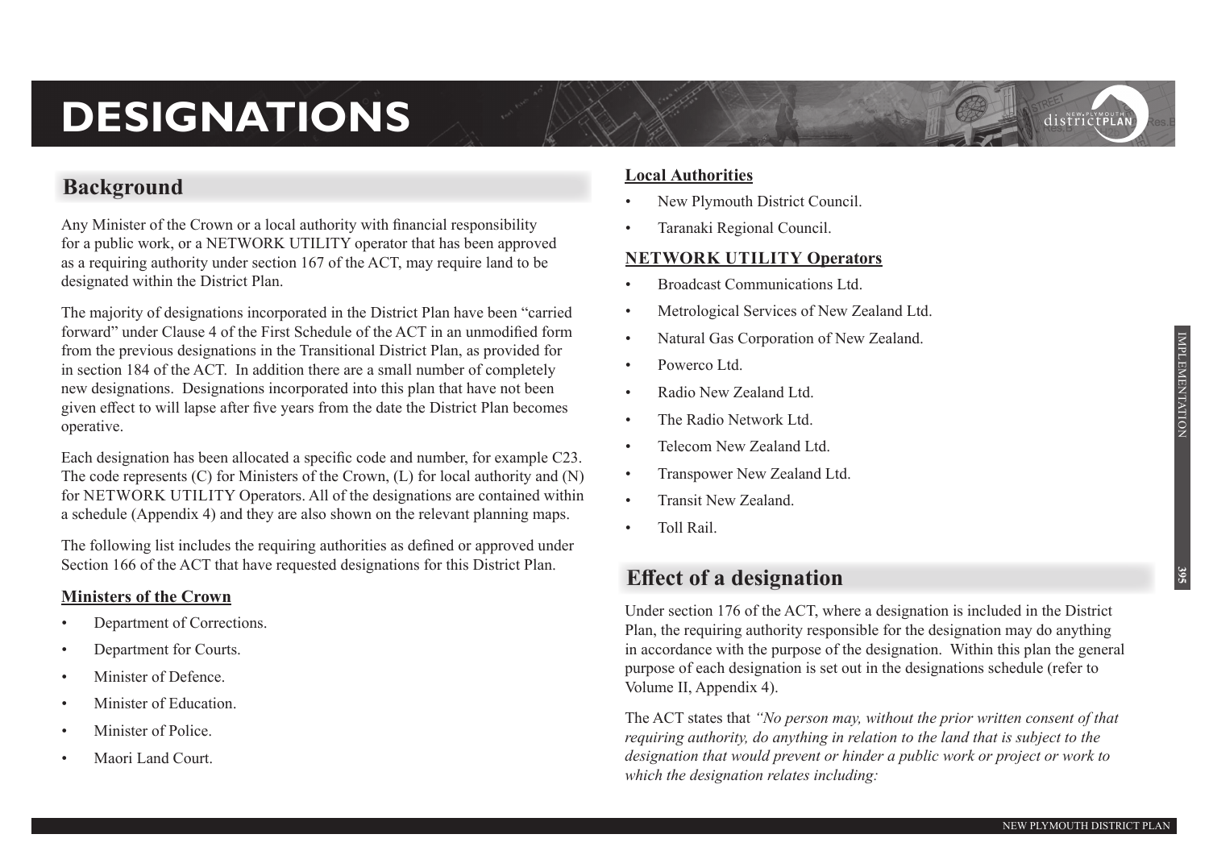# DESIGNATIONS

## Background

Any Minister of the Crown or a local authority with financial responsibility for a public work, or a NETWORK UTILITY operator that has been approved as a requiring authority under section 167 of the ACT, may require land to be designated within the District Plan.

The majority of designations incorporated in the District Plan have been "carried forward" under Clause 4 of the First Schedule of the ACT in an unmodified form from the previous designations in the Transitional District Plan, as provided for in section 184 of the ACT. In addition there are a small number of completely new designations. Designations incorporated into this plan that have not been given effect to will lapse after five years from the date the District Plan becomes operative.

Each designation has been allocated a specific code and number, for example C23. The code represents (C) for Ministers of the Crown, (L) for local authority and (N) for NETWORK UTILITY Operators. All of the designations are contained within a schedule (Appendix 4) and they are also shown on the relevant planning maps.

The following list includes the requiring authorities as defined or approved under Section 166 of the ACT that have requested designations for this District Plan.

**Ministers of the Crown**

- Department of Corrections.
- Department for Courts.
- Minister of Defence.
- Minister of Education.
- Minister of Police.
- Maori Land Court.

**Local Authorities**

- New Plymouth District Council.
- Taranaki Regional Council.

**NETWORK UTILITY Operators**

- Broadcast Communications Ltd.
- Metrological Services of New Zealand Ltd.
- Natural Gas Corporation of New Zealand.
- Powerco Ltd.
- Radio New Zealand Ltd.
- The Radio Network Ltd.
- Telecom New Zealand Ltd.
- Transpower New Zealand Ltd.
- Transit New Zealand.
- Toll Rail.

## Effect of a designation

Under section 176 of the ACT, where a designation is included in the District Plan, the requiring authority responsible for the designation may do anything in accordance with the purpose of the designation. Within this plan the general purpose of each designation is set out in the designations schedule (refer to Volume II, Appendix 4).

The ACT states that *"No person may, without the prior written consent of that requiring authority, do anything in relation to the land that is subject to the designation that would prevent or hinder a public work or project or work to which the designation relates including:*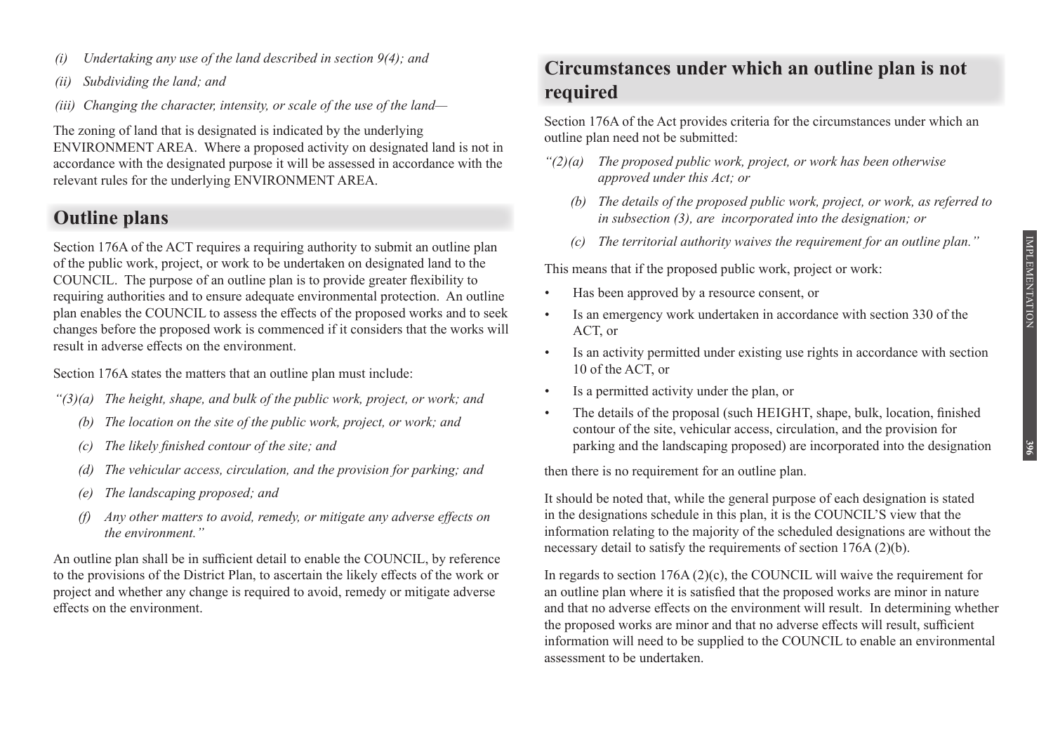*(i) Undertaking any use of the land described in section 9(4); and*

*(ii) Subdividing the land; and*

*(iii) Changing the character, intensity, or scale of the use of the land—*

The zoning of land that is designated is indicated by the underlying ENVIRONMENT AREA. Where a proposed activity on designated land is not in accordance with the designated purpose it will be assessed in accordance with the relevant rules for the underlying ENVIRONMENT AREA.

## Outline plans

Section 176A of the ACT requires a requiring authority to submit an outline plan of the public work, project, or work to be undertaken on designated land to the COUNCIL. The purpose of an outline plan is to provide greater flexibility to requiring authorities and to ensure adequate environmental protection. An outline plan enables the COUNCIL to assess the effects of the proposed works and to seek changes before the proposed work is commenced if it considers that the works will result in adverse effects on the environment.

Section 176A states the matters that an outline plan must include:

*"(3)(a) The height, shape, and bulk of the public work, project, or work; and*

*(b) The location on the site of the public work, project, or work; and*

*(c) The likely finished contour of the site; and*

*(d) The vehicular access, circulation, and the provision for parking; and*

*(e) The landscaping proposed; and*

*(f) Any other matters to avoid, remedy, or mitigate any adverse effects on the environment."*

An outline plan shall be in sufficient detail to enable the COUNCIL, by reference to the provisions of the District Plan, to ascertain the likely effects of the work or project and whether any change is required to avoid, remedy or mitigate adverse effects on the environment.

## Circumstances under which an outline plan is not required

Section 176A of the Act provides criteria for the circumstances under which an outline plan need not be submitted:

*"(2)(a) The proposed public work, project, or work has been otherwise approved under this Act; or*

*(b) The details of the proposed public work, project, or work, as referred to in subsection (3), are incorporated into the designation; or*

*(c) The territorial authority waives the requirement for an outline plan."*

This means that if the proposed public work, project or work:

- Has been approved by a resource consent, or
- Is an emergency work undertaken in accordance with section 330 of the ACT, or
- Is an activity permitted under existing use rights in accordance with section 10 of the ACT, or
- Is a permitted activity under the plan, or
- The details of the proposal (such HEIGHT, shape, bulk, location, finished contour of the site, vehicular access, circulation, and the provision for parking and the landscaping proposed) are incorporated into the designation

then there is no requirement for an outline plan.

It should be noted that, while the general purpose of each designation is stated in the designations schedule in this plan, it is the COUNCIL'S view that the information relating to the majority of the scheduled designations are without the necessary detail to satisfy the requirements of section 176A (2)(b).

In regards to section 176A (2)(c), the COUNCIL will waive the requirement for an outline plan where it is satisfied that the proposed works are minor in nature and that no adverse effects on the environment will result. In determining whether the proposed works are minor and that no adverse effects will result, sufficient information will need to be supplied to the COUNCIL to enable an environmental assessment to be undertaken.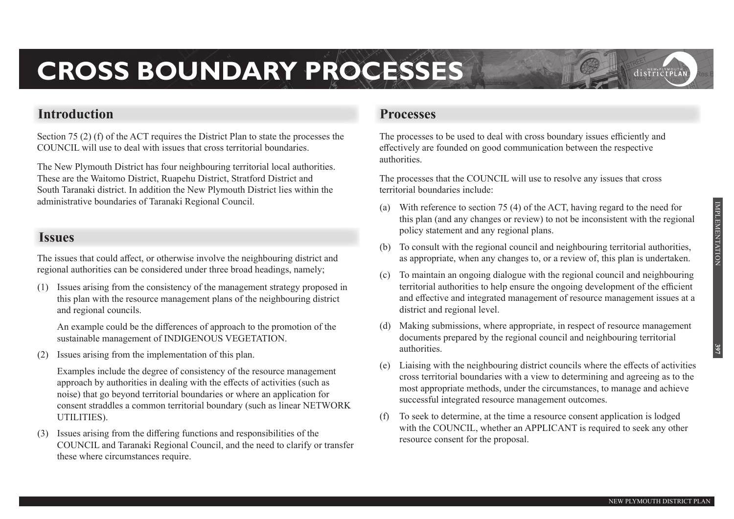# CROSS BOUNDARY PROCESSES

## Introduction

Section 75 (2) (f) of the ACT requires the District Plan to state the processes the COUNCIL will use to deal with issues that cross territorial boundaries.

The New Plymouth District has four neighbouring territorial local authorities. These are the Waitomo District, Ruapehu District, Stratford District and South Taranaki district. In addition the New Plymouth District lies within the administrative boundaries of Taranaki Regional Council.

## Issues

The issues that could affect, or otherwise involve the neighbouring district and regional authorities can be considered under three broad headings, namely;

(1) Issues arising from the consistency of the management strategy proposed in this plan with the resource management plans of the neighbouring district and regional councils.

An example could be the differences of approach to the promotion of the sustainable management of INDIGENOUS VEGETATION.

(2) Issues arising from the implementation of this plan.

Examples include the degree of consistency of the resource management approach by authorities in dealing with the effects of activities (such as noise) that go beyond territorial boundaries or where an application for consent straddles a common territorial boundary (such as linear NETWORK UTILITIES).

(3) Issues arising from the differing functions and responsibilities of the COUNCIL and Taranaki Regional Council, and the need to clarify or transfer these where circumstances require.

## Processes

The processes to be used to deal with cross boundary issues efficiently and effectively are founded on good communication between the respective authorities.

The processes that the COUNCIL will use to resolve any issues that cross territorial boundaries include:

(a) With reference to section 75 (4) of the ACT, having regard to the need for this plan (and any changes or review) to not be inconsistent with the regional policy statement and any regional plans.

(b) To consult with the regional council and neighbouring territorial authorities, as appropriate, when any changes to, or a review of, this plan is undertaken.

(c) To maintain an ongoing dialogue with the regional council and neighbouring territorial authorities to help ensure the ongoing development of the efficient and effective and integrated management of resource management issues at a district and regional level.

(d) Making submissions, where appropriate, in respect of resource management documents prepared by the regional council and neighbouring territorial authorities.

(e) Liaising with the neighbouring district councils where the effects of activities cross territorial boundaries with a view to determining and agreeing as to the most appropriate methods, under the circumstances, to manage and achieve successful integrated resource management outcomes.

(f) To seek to determine, at the time a resource consent application is lodged with the COUNCIL, whether an APPLICANT is required to seek any other resource consent for the proposal.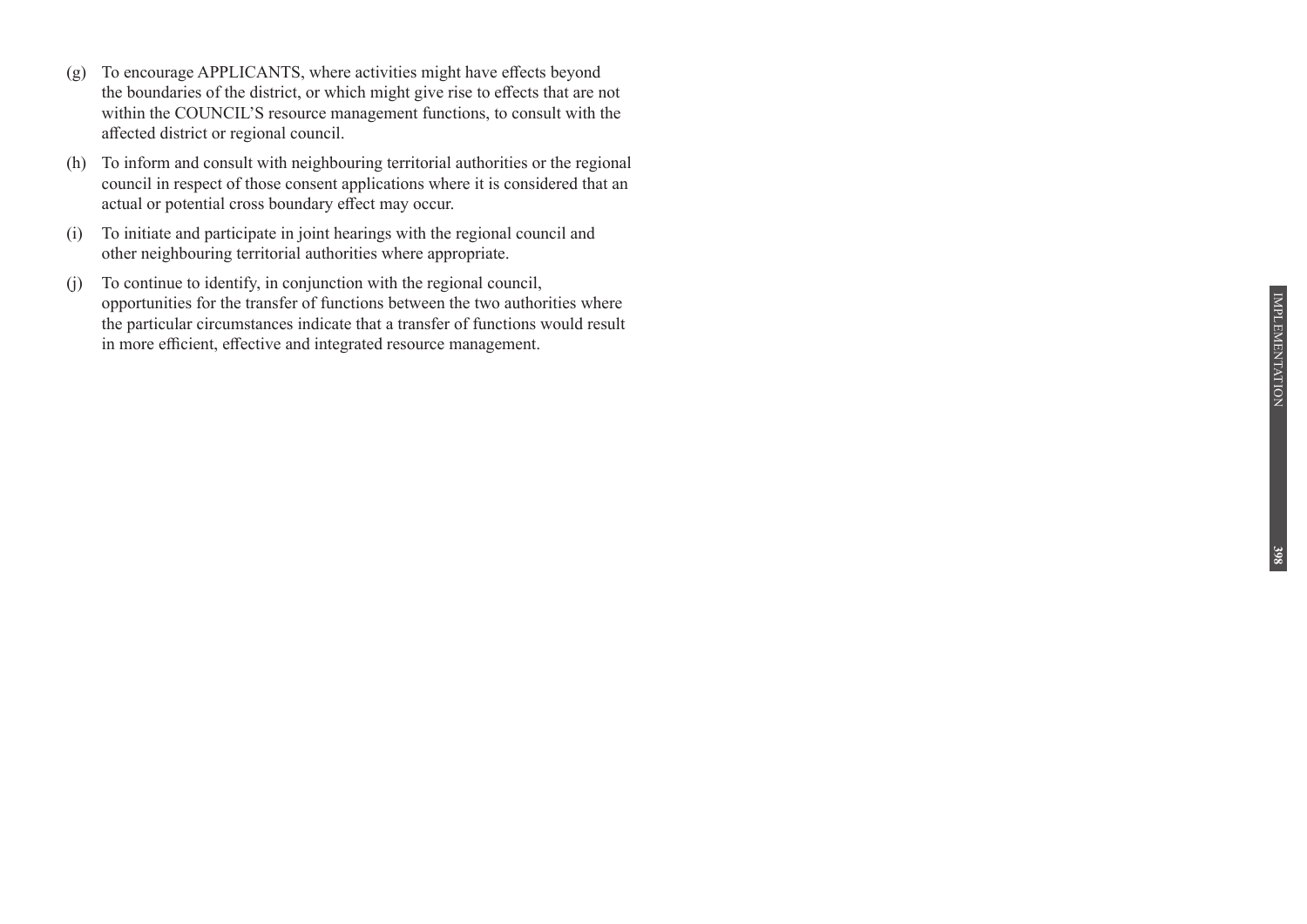(g) To encourage APPLICANTS, where activities might have effects beyond the boundaries of the district, or which might give rise to effects that are not within the COUNCIL'S resource management functions, to consult with the affected district or regional council.

(h) To inform and consult with neighbouring territorial authorities or the regional council in respect of those consent applications where it is considered that an actual or potential cross boundary effect may occur.

(i) To initiate and participate in joint hearings with the regional council and other neighbouring territorial authorities where appropriate.

(j) To continue to identify, in conjunction with the regional council, opportunities for the transfer of functions between the two authorities where the particular circumstances indicate that a transfer of functions would result in more efficient, effective and integrated resource management.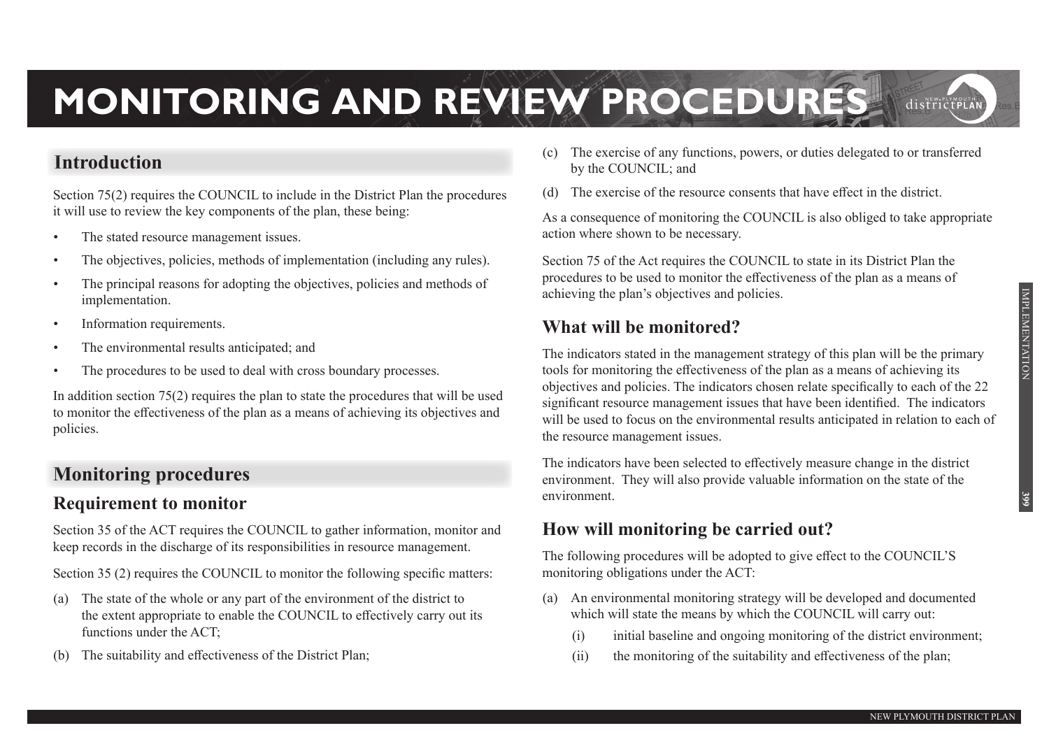# MONITORING AND REVIEW PROCEDURES

## Introduction

Section 75(2) requires the COUNCIL to include in the District Plan the procedures it will use to review the key components of the plan, these being:

- The stated resource management issues.
- The objectives, policies, methods of implementation (including any rules).
- The principal reasons for adopting the objectives, policies and methods of implementation.
- Information requirements.
- The environmental results anticipated; and
- The procedures to be used to deal with cross boundary processes.

In addition section 75(2) requires the plan to state the procedures that will be used to monitor the effectiveness of the plan as a means of achieving its objectives and policies.

## Monitoring procedures

### Requirement to monitor

Section 35 of the ACT requires the COUNCIL to gather information, monitor and keep records in the discharge of its responsibilities in resource management.

Section 35 (2) requires the COUNCIL to monitor the following specific matters:

(a) The state of the whole or any part of the environment of the district to the extent appropriate to enable the COUNCIL to effectively carry out its functions under the ACT;

(b) The suitability and effectiveness of the District Plan;

(c) The exercise of any functions, powers, or duties delegated to or transferred by the COUNCIL; and

(d) The exercise of the resource consents that have effect in the district.

As a consequence of monitoring the COUNCIL is also obliged to take appropriate action where shown to be necessary.

Section 75 of the Act requires the COUNCIL to state in its District Plan the procedures to be used to monitor the effectiveness of the plan as a means of achieving the plan's objectives and policies.

### What will be monitored?

The indicators stated in the management strategy of this plan will be the primary tools for monitoring the effectiveness of the plan as a means of achieving its objectives and policies. The indicators chosen relate specifically to each of the 22 significant resource management issues that have been identified. The indicators will be used to focus on the environmental results anticipated in relation to each of the resource management issues.

The indicators have been selected to effectively measure change in the district environment. They will also provide valuable information on the state of the environment.

### How will monitoring be carried out?

The following procedures will be adopted to give effect to the COUNCIL'S monitoring obligations under the ACT:

(a) An environmental monitoring strategy will be developed and documented which will state the means by which the COUNCIL will carry out:

   (i) initial baseline and ongoing monitoring of the district environment;

   (ii) the monitoring of the suitability and effectiveness of the plan;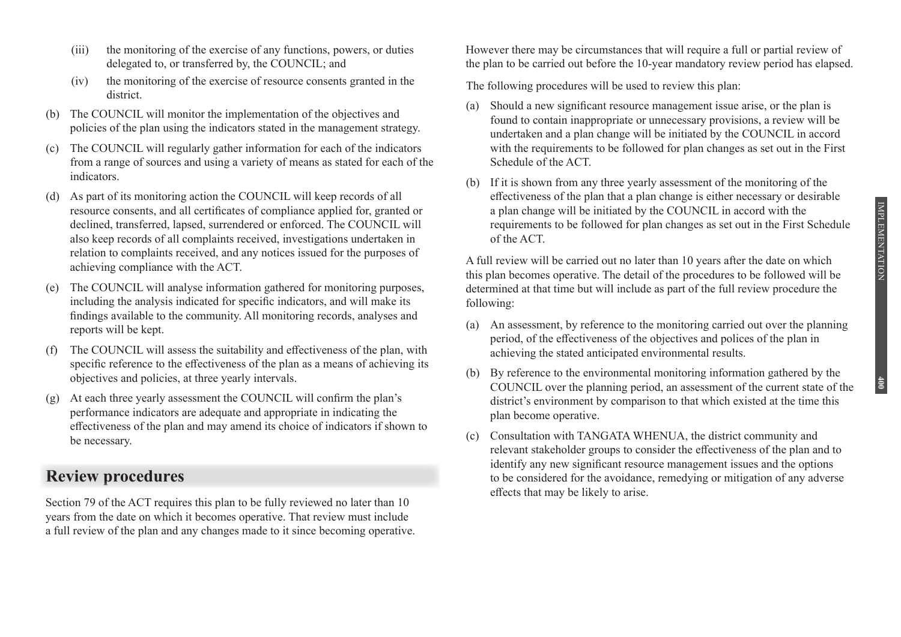(iii) the monitoring of the exercise of any functions, powers, or duties delegated to, or transferred by, the COUNCIL; and

(iv) the monitoring of the exercise of resource consents granted in the district.

(b) The COUNCIL will monitor the implementation of the objectives and policies of the plan using the indicators stated in the management strategy.

(c) The COUNCIL will regularly gather information for each of the indicators from a range of sources and using a variety of means as stated for each of the indicators.

(d) As part of its monitoring action the COUNCIL will keep records of all resource consents, and all certificates of compliance applied for, granted or declined, transferred, lapsed, surrendered or enforced. The COUNCIL will also keep records of all complaints received, investigations undertaken in relation to complaints received, and any notices issued for the purposes of achieving compliance with the ACT.

(e) The COUNCIL will analyse information gathered for monitoring purposes, including the analysis indicated for specific indicators, and will make its findings available to the community. All monitoring records, analyses and reports will be kept.

(f) The COUNCIL will assess the suitability and effectiveness of the plan, with specific reference to the effectiveness of the plan as a means of achieving its objectives and policies, at three yearly intervals.

(g) At each three yearly assessment the COUNCIL will confirm the plan's performance indicators are adequate and appropriate in indicating the effectiveness of the plan and may amend its choice of indicators if shown to be necessary.

## Review procedures

Section 79 of the ACT requires this plan to be fully reviewed no later than 10 years from the date on which it becomes operative. That review must include a full review of the plan and any changes made to it since becoming operative. However there may be circumstances that will require a full or partial review of the plan to be carried out before the 10-year mandatory review period has elapsed.

The following procedures will be used to review this plan:

(a) Should a new significant resource management issue arise, or the plan is found to contain inappropriate or unnecessary provisions, a review will be undertaken and a plan change will be initiated by the COUNCIL in accord with the requirements to be followed for plan changes as set out in the First Schedule of the ACT.

(b) If it is shown from any three yearly assessment of the monitoring of the effectiveness of the plan that a plan change is either necessary or desirable a plan change will be initiated by the COUNCIL in accord with the requirements to be followed for plan changes as set out in the First Schedule of the ACT.

A full review will be carried out no later than 10 years after the date on which this plan becomes operative. The detail of the procedures to be followed will be determined at that time but will include as part of the full review procedure the following:

(a) An assessment, by reference to the monitoring carried out over the planning period, of the effectiveness of the objectives and polices of the plan in achieving the stated anticipated environmental results.

(b) By reference to the environmental monitoring information gathered by the COUNCIL over the planning period, an assessment of the current state of the district's environment by comparison to that which existed at the time this plan become operative.

(c) Consultation with TANGATA WHENUA, the district community and relevant stakeholder groups to consider the effectiveness of the plan and to identify any new significant resource management issues and the options to be considered for the avoidance, remedying or mitigation of any adverse effects that may be likely to arise.